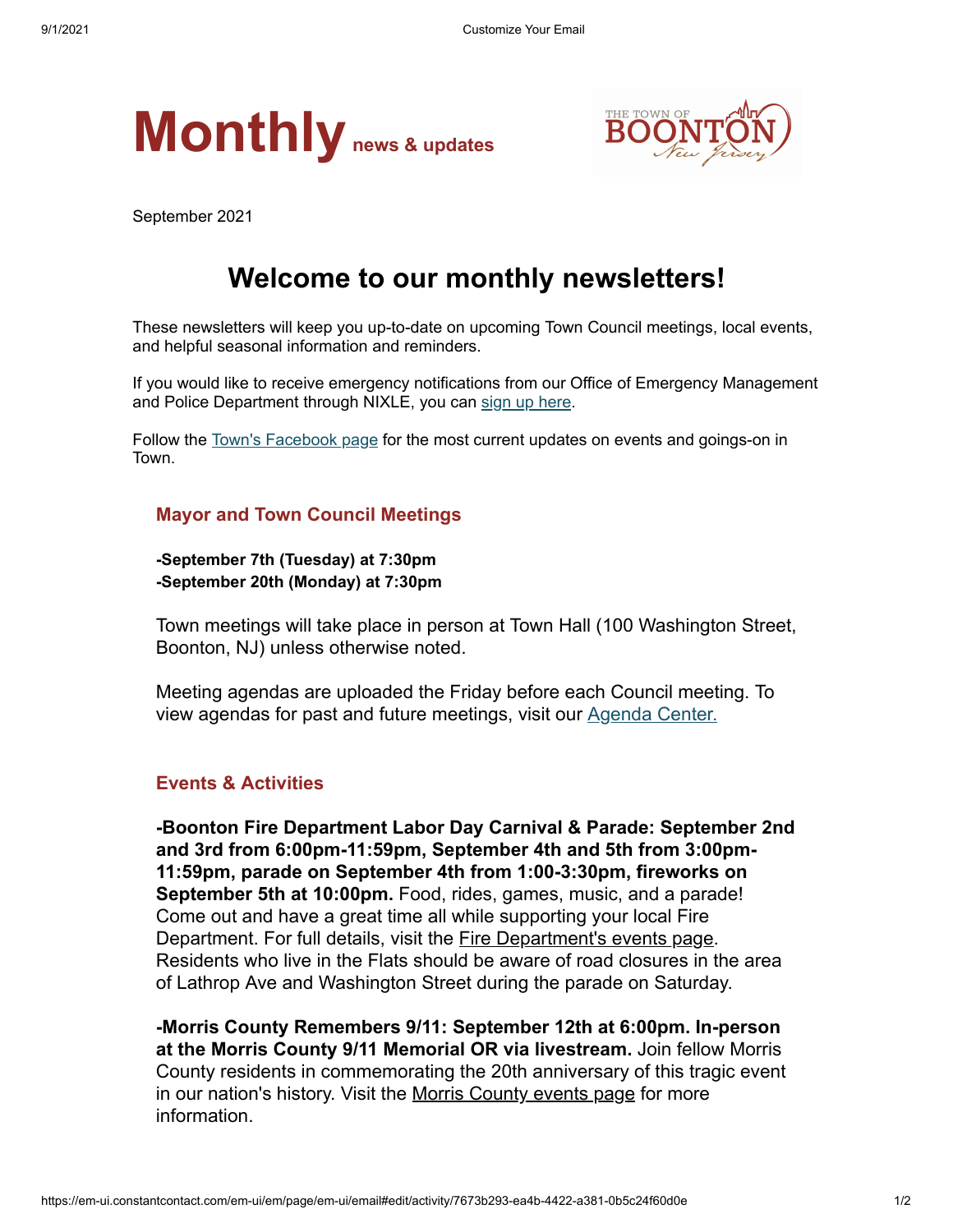# Monthly news & updates

THE TOWN OF BOONTON New Jersey

September 2021

## Welcome to our monthly newsletters!

These newsletters will keep you up-to-date on upcoming Town Council meetings, local events, and helpful seasonal information and reminders.

If you would like to receive emergency notifications from our Office of Emergency Management and Police Department through NIXLE, you can sign up here.

Follow the Town's Facebook page for the most current updates on events and goings-on in Town.

### Mayor and Town Council Meetings

**-September 7th (Tuesday) at 7:30pm**
**-September 20th (Monday) at 7:30pm**

Town meetings will take place in person at Town Hall (100 Washington Street, Boonton, NJ) unless otherwise noted.

Meeting agendas are uploaded the Friday before each Council meeting. To view agendas for past and future meetings, visit our Agenda Center.

### Events & Activities

**-Boonton Fire Department Labor Day Carnival & Parade: September 2nd and 3rd from 6:00pm-11:59pm, September 4th and 5th from 3:00pm-11:59pm, parade on September 4th from 1:00-3:30pm, fireworks on September 5th at 10:00pm.** Food, rides, games, music, and a parade! Come out and have a great time all while supporting your local Fire Department. For full details, visit the Fire Department's events page. Residents who live in the Flats should be aware of road closures in the area of Lathrop Ave and Washington Street during the parade on Saturday.

**-Morris County Remembers 9/11: September 12th at 6:00pm. In-person at the Morris County 9/11 Memorial OR via livestream.** Join fellow Morris County residents in commemorating the 20th anniversary of this tragic event in our nation's history. Visit the Morris County events page for more information.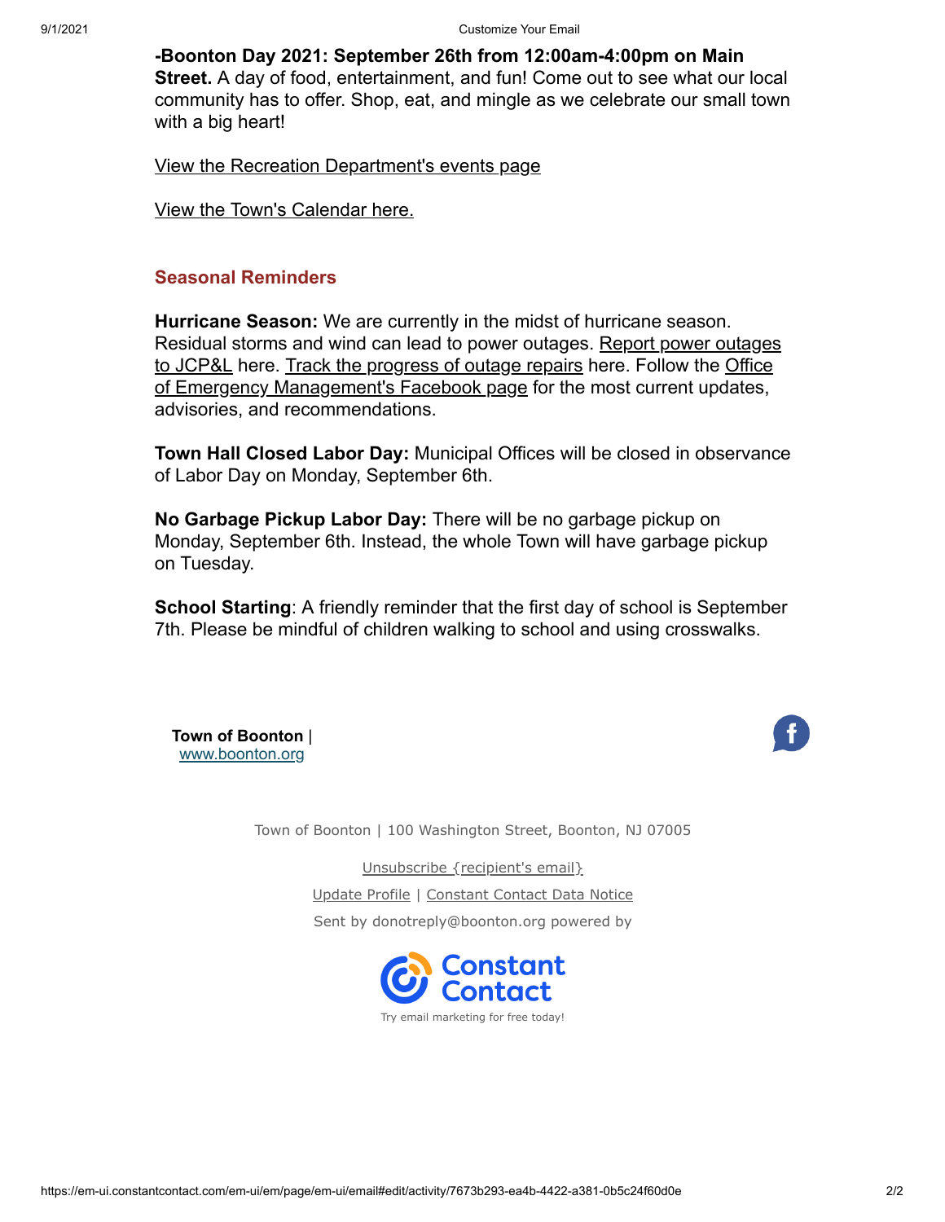**-Boonton Day 2021: September 26th from 12:00am-4:00pm on Main Street.** A day of food, entertainment, and fun! Come out to see what our local community has to offer. Shop, eat, and mingle as we celebrate our small town with a big heart!

View the Recreation Department's events page

View the Town's Calendar here.

## Seasonal Reminders

**Hurricane Season:** We are currently in the midst of hurricane season. Residual storms and wind can lead to power outages. Report power outages to JCP&L here. Track the progress of outage repairs here. Follow the Office of Emergency Management's Facebook page for the most current updates, advisories, and recommendations.

**Town Hall Closed Labor Day:** Municipal Offices will be closed in observance of Labor Day on Monday, September 6th.

**No Garbage Pickup Labor Day:** There will be no garbage pickup on Monday, September 6th. Instead, the whole Town will have garbage pickup on Tuesday.

**School Starting**: A friendly reminder that the first day of school is September 7th. Please be mindful of children walking to school and using crosswalks.

**Town of Boonton** | www.boonton.org

Town of Boonton | 100 Washington Street, Boonton, NJ 07005

Unsubscribe {recipient's email}

Update Profile | Constant Contact Data Notice

Sent by donotreply@boonton.org powered by

Constant Contact

Try email marketing for free today!